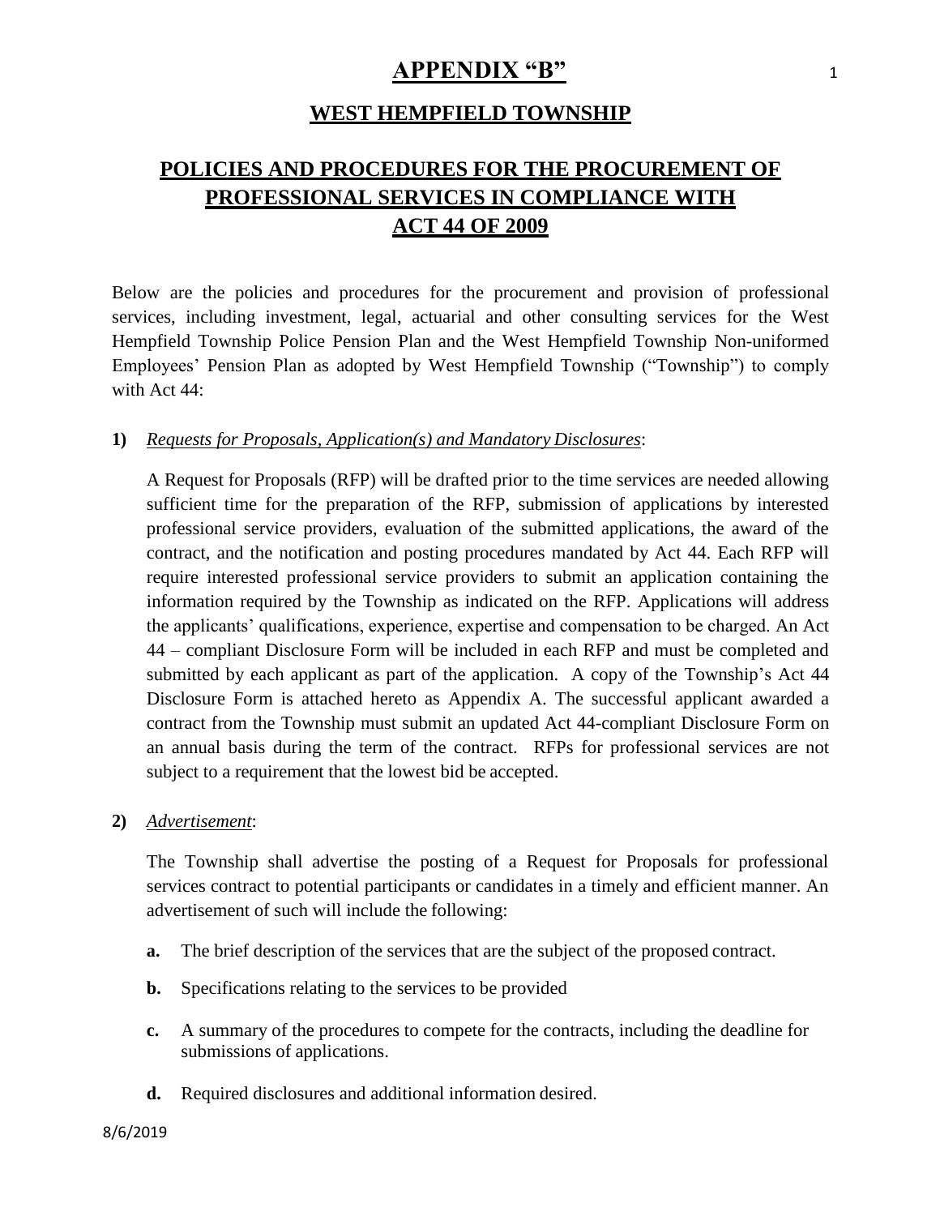# APPENDIX "B"

## WEST HEMPFIELD TOWNSHIP

## POLICIES AND PROCEDURES FOR THE PROCUREMENT OF PROFESSIONAL SERVICES IN COMPLIANCE WITH ACT 44 OF 2009

Below are the policies and procedures for the procurement and provision of professional services, including investment, legal, actuarial and other consulting services for the West Hempfield Township Police Pension Plan and the West Hempfield Township Non-uniformed Employees' Pension Plan as adopted by West Hempfield Township ("Township") to comply with Act 44:

**1)** *Requests for Proposals, Application(s) and Mandatory Disclosures*:

A Request for Proposals (RFP) will be drafted prior to the time services are needed allowing sufficient time for the preparation of the RFP, submission of applications by interested professional service providers, evaluation of the submitted applications, the award of the contract, and the notification and posting procedures mandated by Act 44. Each RFP will require interested professional service providers to submit an application containing the information required by the Township as indicated on the RFP. Applications will address the applicants' qualifications, experience, expertise and compensation to be charged. An Act 44 – compliant Disclosure Form will be included in each RFP and must be completed and submitted by each applicant as part of the application. A copy of the Township's Act 44 Disclosure Form is attached hereto as Appendix A. The successful applicant awarded a contract from the Township must submit an updated Act 44-compliant Disclosure Form on an annual basis during the term of the contract. RFPs for professional services are not subject to a requirement that the lowest bid be accepted.

**2)** *Advertisement*:

The Township shall advertise the posting of a Request for Proposals for professional services contract to potential participants or candidates in a timely and efficient manner. An advertisement of such will include the following:

- **a.** The brief description of the services that are the subject of the proposed contract.
- **b.** Specifications relating to the services to be provided
- **c.** A summary of the procedures to compete for the contracts, including the deadline for submissions of applications.
- **d.** Required disclosures and additional information desired.

8/6/2019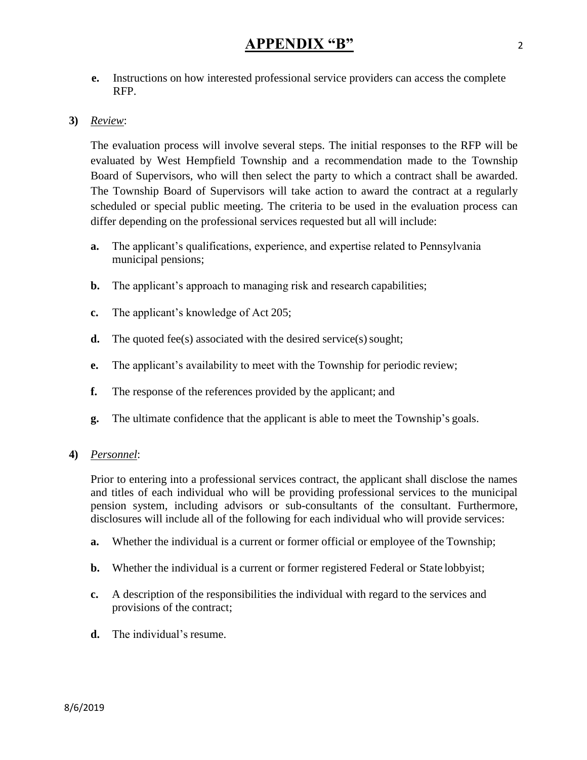e. Instructions on how interested professional service providers can access the complete RFP.

**3)** *Review*:

The evaluation process will involve several steps. The initial responses to the RFP will be evaluated by West Hempfield Township and a recommendation made to the Township Board of Supervisors, who will then select the party to which a contract shall be awarded. The Township Board of Supervisors will take action to award the contract at a regularly scheduled or special public meeting. The criteria to be used in the evaluation process can differ depending on the professional services requested but all will include:

- **a.** The applicant's qualifications, experience, and expertise related to Pennsylvania municipal pensions;
- **b.** The applicant's approach to managing risk and research capabilities;
- **c.** The applicant's knowledge of Act 205;
- **d.** The quoted fee(s) associated with the desired service(s) sought;
- **e.** The applicant's availability to meet with the Township for periodic review;
- **f.** The response of the references provided by the applicant; and
- **g.** The ultimate confidence that the applicant is able to meet the Township's goals.

**4)** *Personnel*:

Prior to entering into a professional services contract, the applicant shall disclose the names and titles of each individual who will be providing professional services to the municipal pension system, including advisors or sub-consultants of the consultant. Furthermore, disclosures will include all of the following for each individual who will provide services:

- **a.** Whether the individual is a current or former official or employee of the Township;
- **b.** Whether the individual is a current or former registered Federal or State lobbyist;
- **c.** A description of the responsibilities the individual with regard to the services and provisions of the contract;
- **d.** The individual's resume.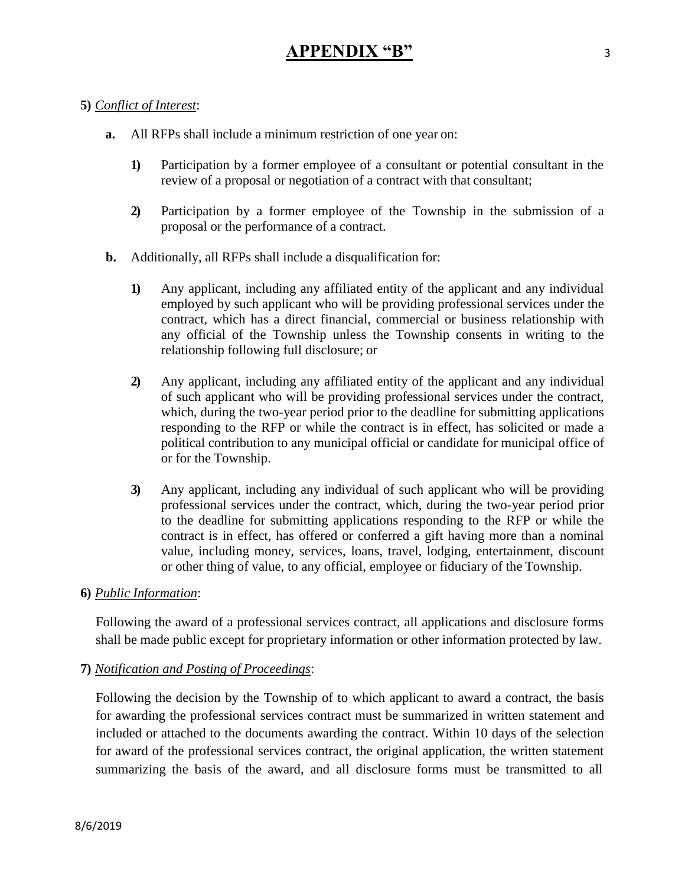# APPENDIX "B"

**5)** *Conflict of Interest*:

**a.** All RFPs shall include a minimum restriction of one year on:

**1)** Participation by a former employee of a consultant or potential consultant in the review of a proposal or negotiation of a contract with that consultant;

**2)** Participation by a former employee of the Township in the submission of a proposal or the performance of a contract.

**b.** Additionally, all RFPs shall include a disqualification for:

**1)** Any applicant, including any affiliated entity of the applicant and any individual employed by such applicant who will be providing professional services under the contract, which has a direct financial, commercial or business relationship with any official of the Township unless the Township consents in writing to the relationship following full disclosure; or

**2)** Any applicant, including any affiliated entity of the applicant and any individual of such applicant who will be providing professional services under the contract, which, during the two-year period prior to the deadline for submitting applications responding to the RFP or while the contract is in effect, has solicited or made a political contribution to any municipal official or candidate for municipal office of or for the Township.

**3)** Any applicant, including any individual of such applicant who will be providing professional services under the contract, which, during the two-year period prior to the deadline for submitting applications responding to the RFP or while the contract is in effect, has offered or conferred a gift having more than a nominal value, including money, services, loans, travel, lodging, entertainment, discount or other thing of value, to any official, employee or fiduciary of the Township.

**6)** *Public Information*:

Following the award of a professional services contract, all applications and disclosure forms shall be made public except for proprietary information or other information protected by law.

**7)** *Notification and Posting of Proceedings*:

Following the decision by the Township of to which applicant to award a contract, the basis for awarding the professional services contract must be summarized in written statement and included or attached to the documents awarding the contract. Within 10 days of the selection for award of the professional services contract, the original application, the written statement summarizing the basis of the award, and all disclosure forms must be transmitted to all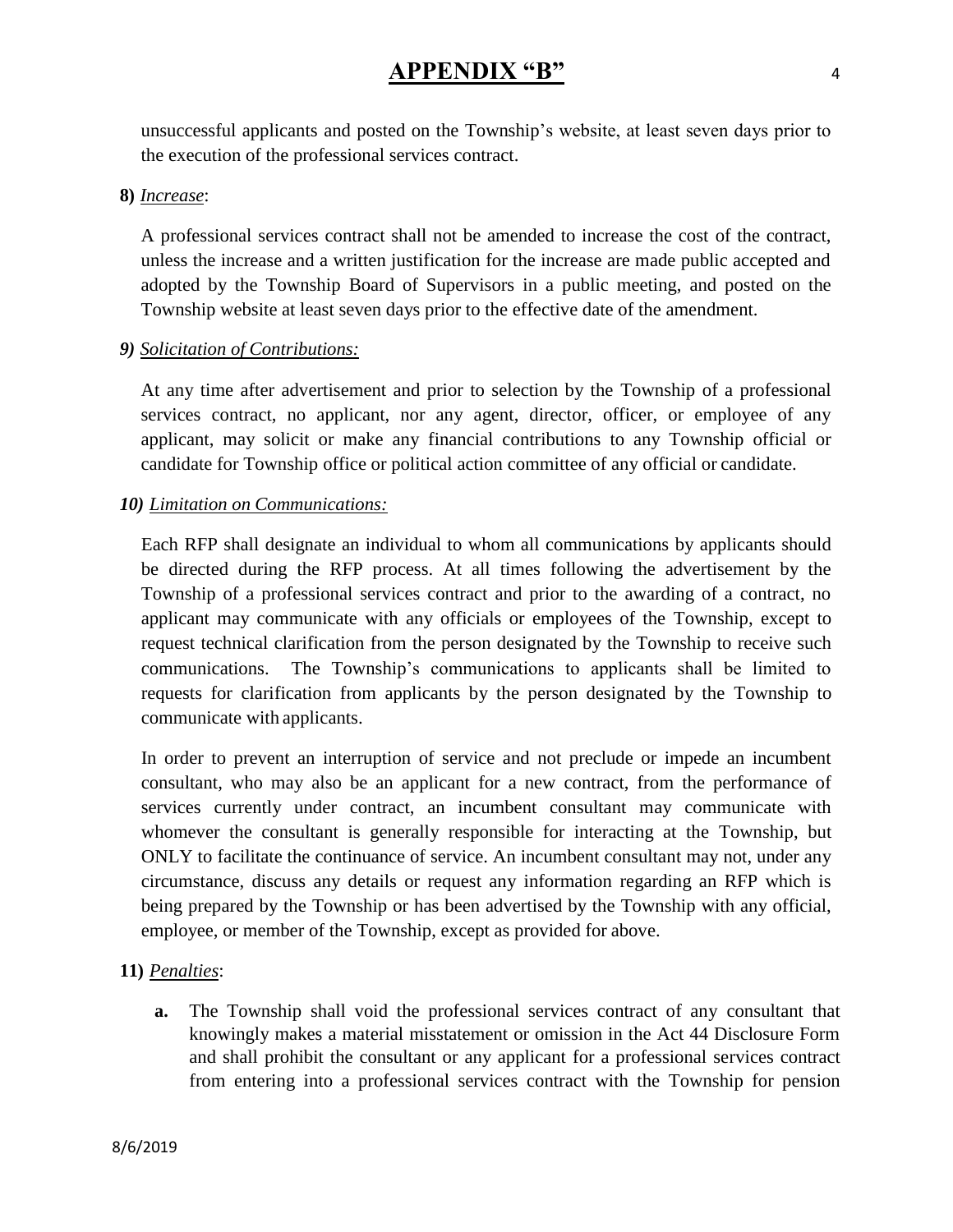unsuccessful applicants and posted on the Township's website, at least seven days prior to the execution of the professional services contract.

**8)** *Increase*:

A professional services contract shall not be amended to increase the cost of the contract, unless the increase and a written justification for the increase are made public accepted and adopted by the Township Board of Supervisors in a public meeting, and posted on the Township website at least seven days prior to the effective date of the amendment.

***9)*** *Solicitation of Contributions:*

At any time after advertisement and prior to selection by the Township of a professional services contract, no applicant, nor any agent, director, officer, or employee of any applicant, may solicit or make any financial contributions to any Township official or candidate for Township office or political action committee of any official or candidate.

***10)*** *Limitation on Communications:*

Each RFP shall designate an individual to whom all communications by applicants should be directed during the RFP process. At all times following the advertisement by the Township of a professional services contract and prior to the awarding of a contract, no applicant may communicate with any officials or employees of the Township, except to request technical clarification from the person designated by the Township to receive such communications. The Township's communications to applicants shall be limited to requests for clarification from applicants by the person designated by the Township to communicate with applicants.

In order to prevent an interruption of service and not preclude or impede an incumbent consultant, who may also be an applicant for a new contract, from the performance of services currently under contract, an incumbent consultant may communicate with whomever the consultant is generally responsible for interacting at the Township, but ONLY to facilitate the continuance of service. An incumbent consultant may not, under any circumstance, discuss any details or request any information regarding an RFP which is being prepared by the Township or has been advertised by the Township with any official, employee, or member of the Township, except as provided for above.

**11)** *Penalties*:

**a.** The Township shall void the professional services contract of any consultant that knowingly makes a material misstatement or omission in the Act 44 Disclosure Form and shall prohibit the consultant or any applicant for a professional services contract from entering into a professional services contract with the Township for pension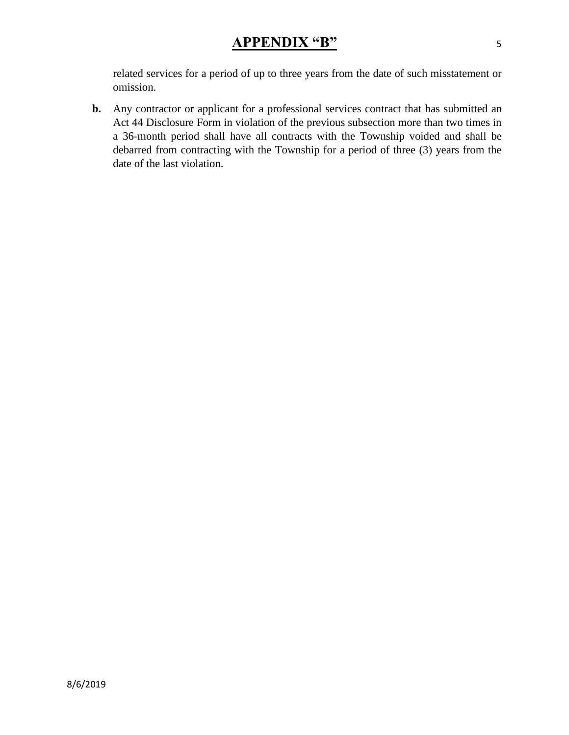related services for a period of up to three years from the date of such misstatement or omission.

**b.** Any contractor or applicant for a professional services contract that has submitted an Act 44 Disclosure Form in violation of the previous subsection more than two times in a 36-month period shall have all contracts with the Township voided and shall be debarred from contracting with the Township for a period of three (3) years from the date of the last violation.